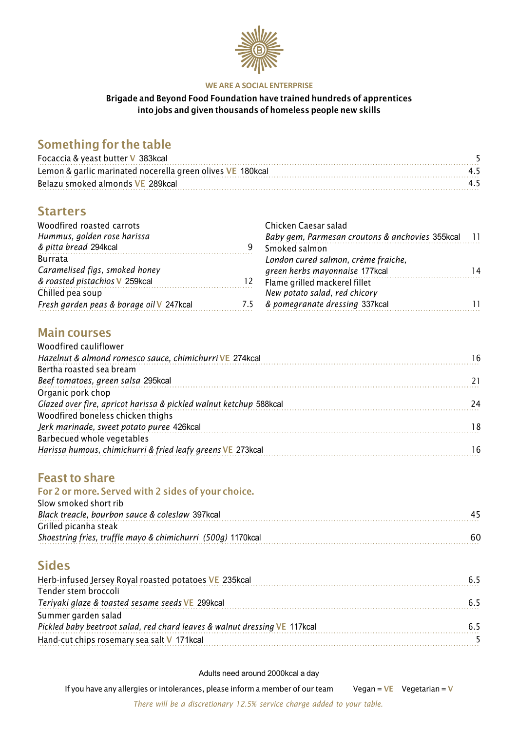**WE ARE A SOCIAL ENTERPRISE**

**Brigade and Beyond Food Foundation have trained hundreds of apprentices into jobs and given thousands of homeless people new skills**

## Something for the table

| Item | Price |
|---|---|
| Focaccia & yeast butter V 383kcal | 5 |
| Lemon & garlic marinated nocerella green olives VE 180kcal | 4.5 |
| Belazu smoked almonds VE 289kcal | 4.5 |

## Starters

Woodfired roasted carrots
*Hummus, golden rose harissa & pitta bread* 294kcal — 9

Burrata
*Caramelised figs, smoked honey & roasted pistachios* V 259kcal — 12

Chilled pea soup
*Fresh garden peas & borage oil* V 247kcal — 7.5

Chicken Caesar salad
*Baby gem, Parmesan croutons & anchovies* 355kcal — 11

Smoked salmon
*London cured salmon, crème fraiche, green herbs mayonnaise* 177kcal — 14

Flame grilled mackerel fillet
*New potato salad, red chicory & pomegranate dressing* 337kcal — 11

## Main courses

Woodfired cauliflower
*Hazelnut & almond romesco sauce, chimichurri* VE 274kcal — 16

Bertha roasted sea bream
*Beef tomatoes, green salsa* 295kcal — 21

Organic pork chop
*Glazed over fire, apricot harissa & pickled walnut ketchup* 588kcal — 24

Woodfired boneless chicken thighs
*Jerk marinade, sweet potato puree* 426kcal — 18

Barbecued whole vegetables
*Harissa humous, chimichurri & fried leafy greens* VE 273kcal — 16

## Feast to share

### For 2 or more. Served with 2 sides of your choice.

Slow smoked short rib
*Black treacle, bourbon sauce & coleslaw* 397kcal — 45

Grilled picanha steak
*Shoestring fries, truffle mayo & chimichurri (500g)* 1170kcal — 60

## Sides

Herb-infused Jersey Royal roasted potatoes VE 235kcal — 6.5

Tender stem broccoli
*Teriyaki glaze & toasted sesame seeds* VE 299kcal — 6.5

Summer garden salad
*Pickled baby beetroot salad, red chard leaves & walnut dressing* VE 117kcal — 6.5

Hand-cut chips rosemary sea salt V 171kcal — 5

Adults need around 2000kcal a day

If you have any allergies or intolerances, please inform a member of our team    Vegan = VE    Vegetarian = V

*There will be a discretionary 12.5% service charge added to your table.*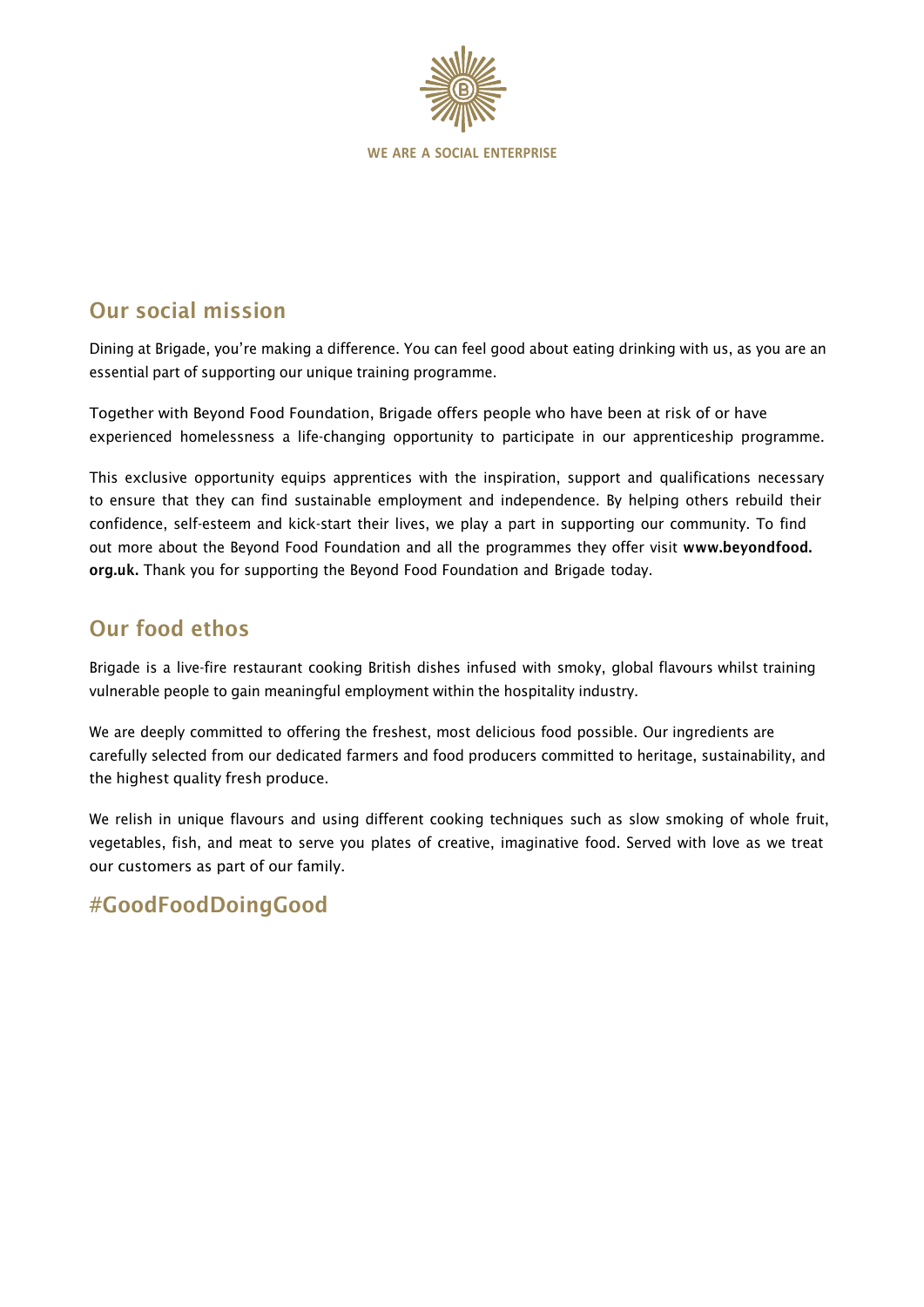WE ARE A SOCIAL ENTERPRISE

## Our social mission

Dining at Brigade, you're making a difference. You can feel good about eating drinking with us, as you are an essential part of supporting our unique training programme.

Together with Beyond Food Foundation, Brigade offers people who have been at risk of or have experienced homelessness a life-changing opportunity to participate in our apprenticeship programme.

This exclusive opportunity equips apprentices with the inspiration, support and qualifications necessary to ensure that they can find sustainable employment and independence. By helping others rebuild their confidence, self-esteem and kick-start their lives, we play a part in supporting our community. To find out more about the Beyond Food Foundation and all the programmes they offer visit **www.beyondfood.org.uk.** Thank you for supporting the Beyond Food Foundation and Brigade today.

## Our food ethos

Brigade is a live-fire restaurant cooking British dishes infused with smoky, global flavours whilst training vulnerable people to gain meaningful employment within the hospitality industry.

We are deeply committed to offering the freshest, most delicious food possible. Our ingredients are carefully selected from our dedicated farmers and food producers committed to heritage, sustainability, and the highest quality fresh produce.

We relish in unique flavours and using different cooking techniques such as slow smoking of whole fruit, vegetables, fish, and meat to serve you plates of creative, imaginative food. Served with love as we treat our customers as part of our family.

## #GoodFoodDoingGood